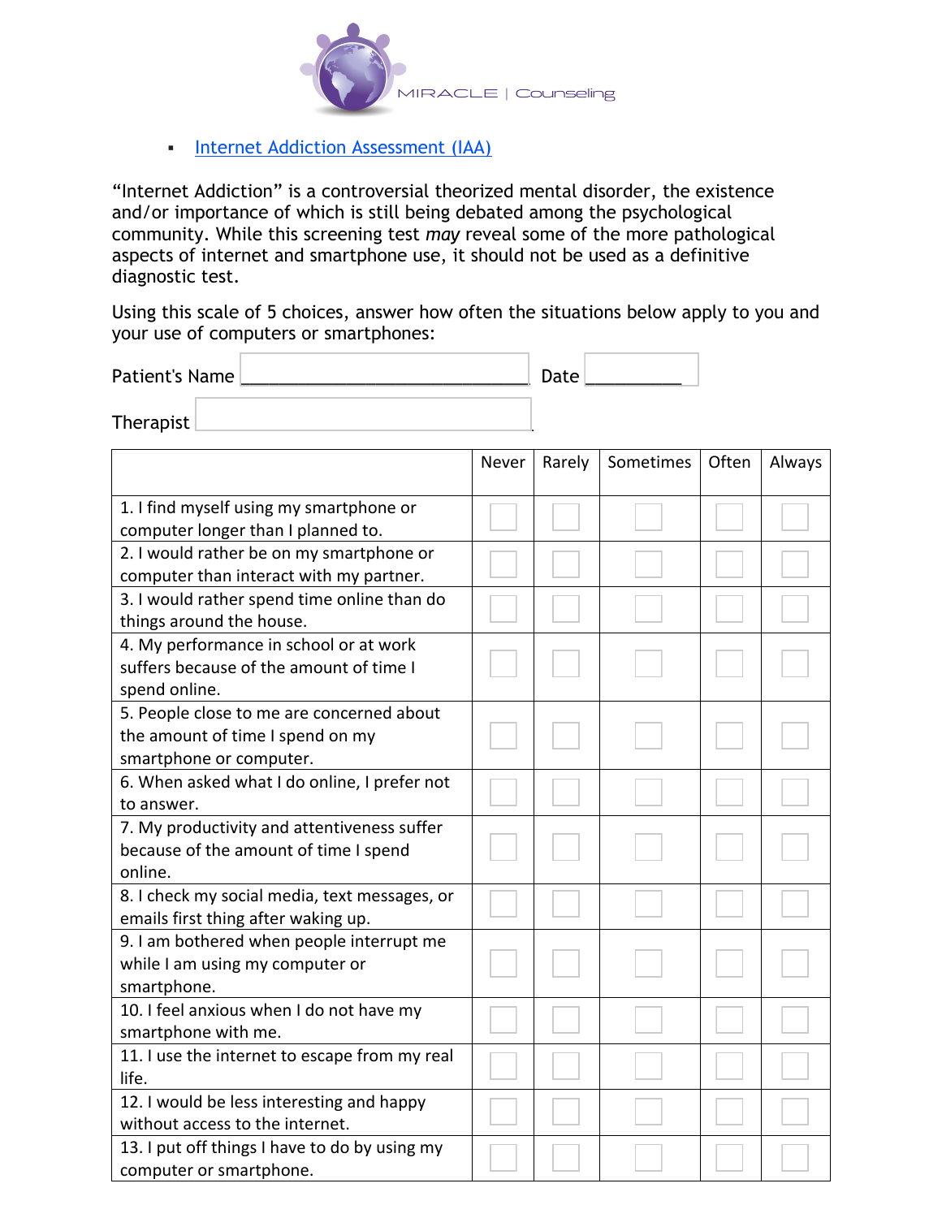MIRACLE | Counseling

- [Internet Addiction Assessment (IAA)]

"Internet Addiction" is a controversial theorized mental disorder, the existence and/or importance of which is still being debated among the psychological community. While this screening test *may* reveal some of the more pathological aspects of internet and smartphone use, it should not be used as a definitive diagnostic test.

Using this scale of 5 choices, answer how often the situations below apply to you and your use of computers or smartphones:

Patient's Name ______________________________ Date __________

Therapist

| | Never | Rarely | Sometimes | Often | Always |
|---|---|---|---|---|---|
| 1. I find myself using my smartphone or computer longer than I planned to. | ☐ | ☐ | ☐ | ☐ | ☐ |
| 2. I would rather be on my smartphone or computer than interact with my partner. | ☐ | ☐ | ☐ | ☐ | ☐ |
| 3. I would rather spend time online than do things around the house. | ☐ | ☐ | ☐ | ☐ | ☐ |
| 4. My performance in school or at work suffers because of the amount of time I spend online. | ☐ | ☐ | ☐ | ☐ | ☐ |
| 5. People close to me are concerned about the amount of time I spend on my smartphone or computer. | ☐ | ☐ | ☐ | ☐ | ☐ |
| 6. When asked what I do online, I prefer not to answer. | ☐ | ☐ | ☐ | ☐ | ☐ |
| 7. My productivity and attentiveness suffer because of the amount of time I spend online. | ☐ | ☐ | ☐ | ☐ | ☐ |
| 8. I check my social media, text messages, or emails first thing after waking up. | ☐ | ☐ | ☐ | ☐ | ☐ |
| 9. I am bothered when people interrupt me while I am using my computer or smartphone. | ☐ | ☐ | ☐ | ☐ | ☐ |
| 10. I feel anxious when I do not have my smartphone with me. | ☐ | ☐ | ☐ | ☐ | ☐ |
| 11. I use the internet to escape from my real life. | ☐ | ☐ | ☐ | ☐ | ☐ |
| 12. I would be less interesting and happy without access to the internet. | ☐ | ☐ | ☐ | ☐ | ☐ |
| 13. I put off things I have to do by using my computer or smartphone. | ☐ | ☐ | ☐ | ☐ | ☐ |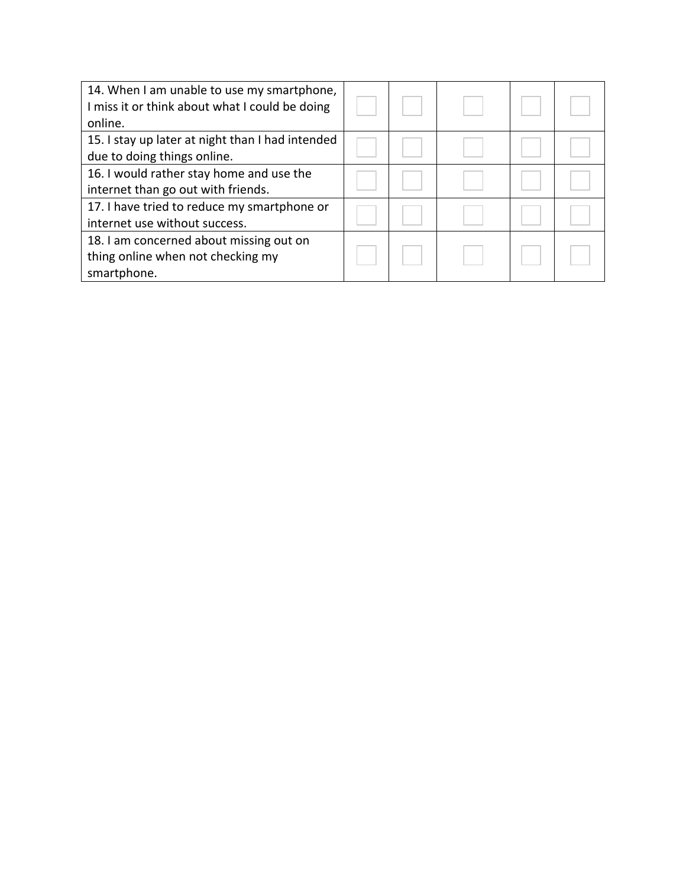| | | | | | |
|---|---|---|---|---|---|
| 14. When I am unable to use my smartphone, I miss it or think about what I could be doing online. | ☐ | ☐ | ☐ | ☐ | ☐ |
| 15. I stay up later at night than I had intended due to doing things online. | ☐ | ☐ | ☐ | ☐ | ☐ |
| 16. I would rather stay home and use the internet than go out with friends. | ☐ | ☐ | ☐ | ☐ | ☐ |
| 17. I have tried to reduce my smartphone or internet use without success. | ☐ | ☐ | ☐ | ☐ | ☐ |
| 18. I am concerned about missing out on thing online when not checking my smartphone. | ☐ | ☐ | ☐ | ☐ | ☐ |